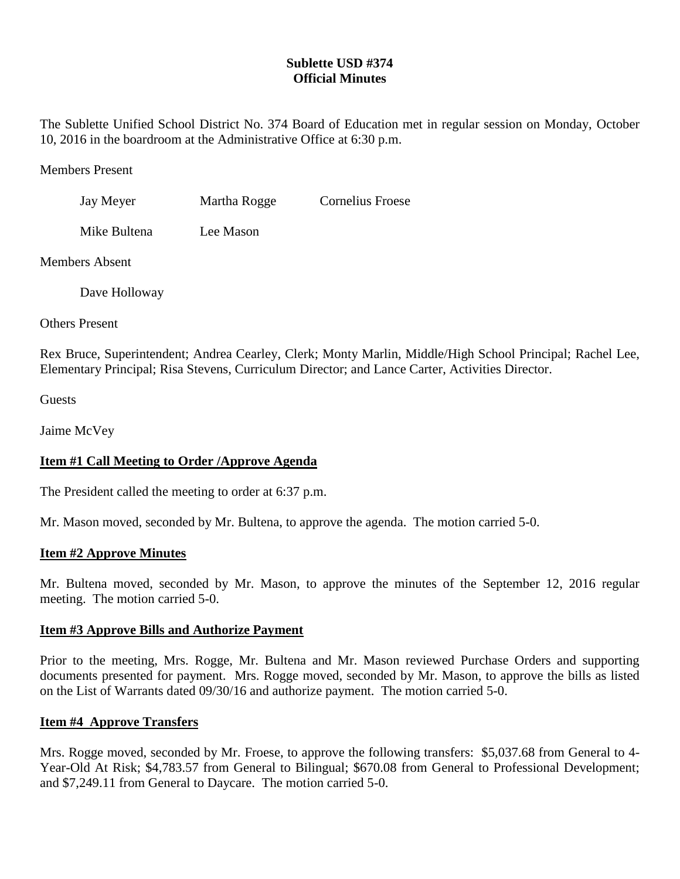# Sublette USD #374
## Official Minutes

The Sublette Unified School District No. 374 Board of Education met in regular session on Monday, October 10, 2016 in the boardroom at the Administrative Office at 6:30 p.m.

Members Present

Jay Meyer    Martha Rogge    Cornelius Froese

Mike Bultena    Lee Mason

Members Absent

Dave Holloway

Others Present

Rex Bruce, Superintendent; Andrea Cearley, Clerk; Monty Marlin, Middle/High School Principal; Rachel Lee, Elementary Principal; Risa Stevens, Curriculum Director; and Lance Carter, Activities Director.

Guests

Jaime McVey

**Item #1 Call Meeting to Order /Approve Agenda**

The President called the meeting to order at 6:37 p.m.

Mr. Mason moved, seconded by Mr. Bultena, to approve the agenda. The motion carried 5-0.

**Item #2 Approve Minutes**

Mr. Bultena moved, seconded by Mr. Mason, to approve the minutes of the September 12, 2016 regular meeting. The motion carried 5-0.

**Item #3 Approve Bills and Authorize Payment**

Prior to the meeting, Mrs. Rogge, Mr. Bultena and Mr. Mason reviewed Purchase Orders and supporting documents presented for payment. Mrs. Rogge moved, seconded by Mr. Mason, to approve the bills as listed on the List of Warrants dated 09/30/16 and authorize payment. The motion carried 5-0.

**Item #4 Approve Transfers**

Mrs. Rogge moved, seconded by Mr. Froese, to approve the following transfers: $5,037.68 from General to 4-Year-Old At Risk; $4,783.57 from General to Bilingual; $670.08 from General to Professional Development; and $7,249.11 from General to Daycare. The motion carried 5-0.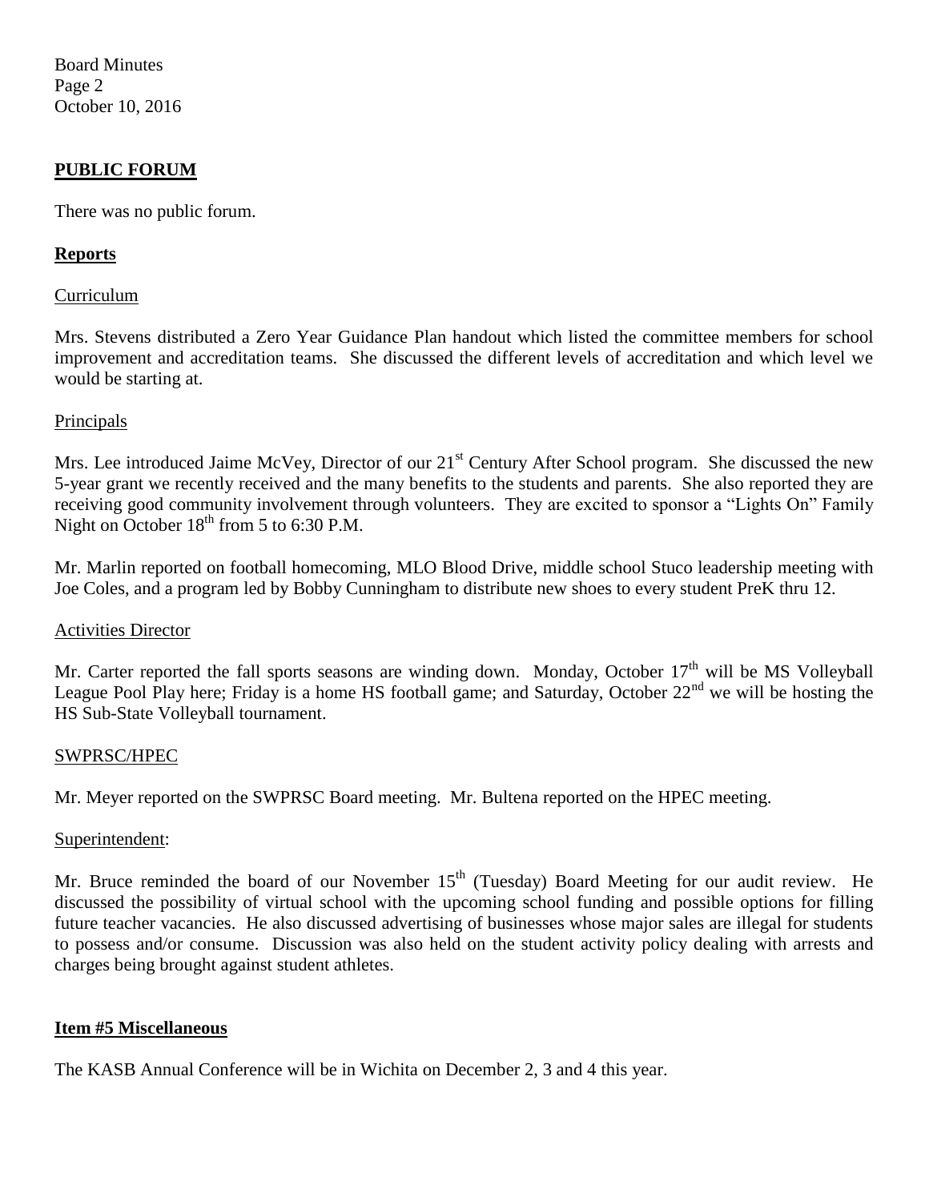## PUBLIC FORUM

There was no public forum.

## Reports

Curriculum

Mrs. Stevens distributed a Zero Year Guidance Plan handout which listed the committee members for school improvement and accreditation teams. She discussed the different levels of accreditation and which level we would be starting at.

Principals

Mrs. Lee introduced Jaime McVey, Director of our 21st Century After School program. She discussed the new 5-year grant we recently received and the many benefits to the students and parents. She also reported they are receiving good community involvement through volunteers. They are excited to sponsor a "Lights On" Family Night on October 18th from 5 to 6:30 P.M.

Mr. Marlin reported on football homecoming, MLO Blood Drive, middle school Stuco leadership meeting with Joe Coles, and a program led by Bobby Cunningham to distribute new shoes to every student PreK thru 12.

Activities Director

Mr. Carter reported the fall sports seasons are winding down. Monday, October 17th will be MS Volleyball League Pool Play here; Friday is a home HS football game; and Saturday, October 22nd we will be hosting the HS Sub-State Volleyball tournament.

SWPRSC/HPEC

Mr. Meyer reported on the SWPRSC Board meeting. Mr. Bultena reported on the HPEC meeting.

Superintendent:

Mr. Bruce reminded the board of our November 15th (Tuesday) Board Meeting for our audit review. He discussed the possibility of virtual school with the upcoming school funding and possible options for filling future teacher vacancies. He also discussed advertising of businesses whose major sales are illegal for students to possess and/or consume. Discussion was also held on the student activity policy dealing with arrests and charges being brought against student athletes.

## Item #5 Miscellaneous

The KASB Annual Conference will be in Wichita on December 2, 3 and 4 this year.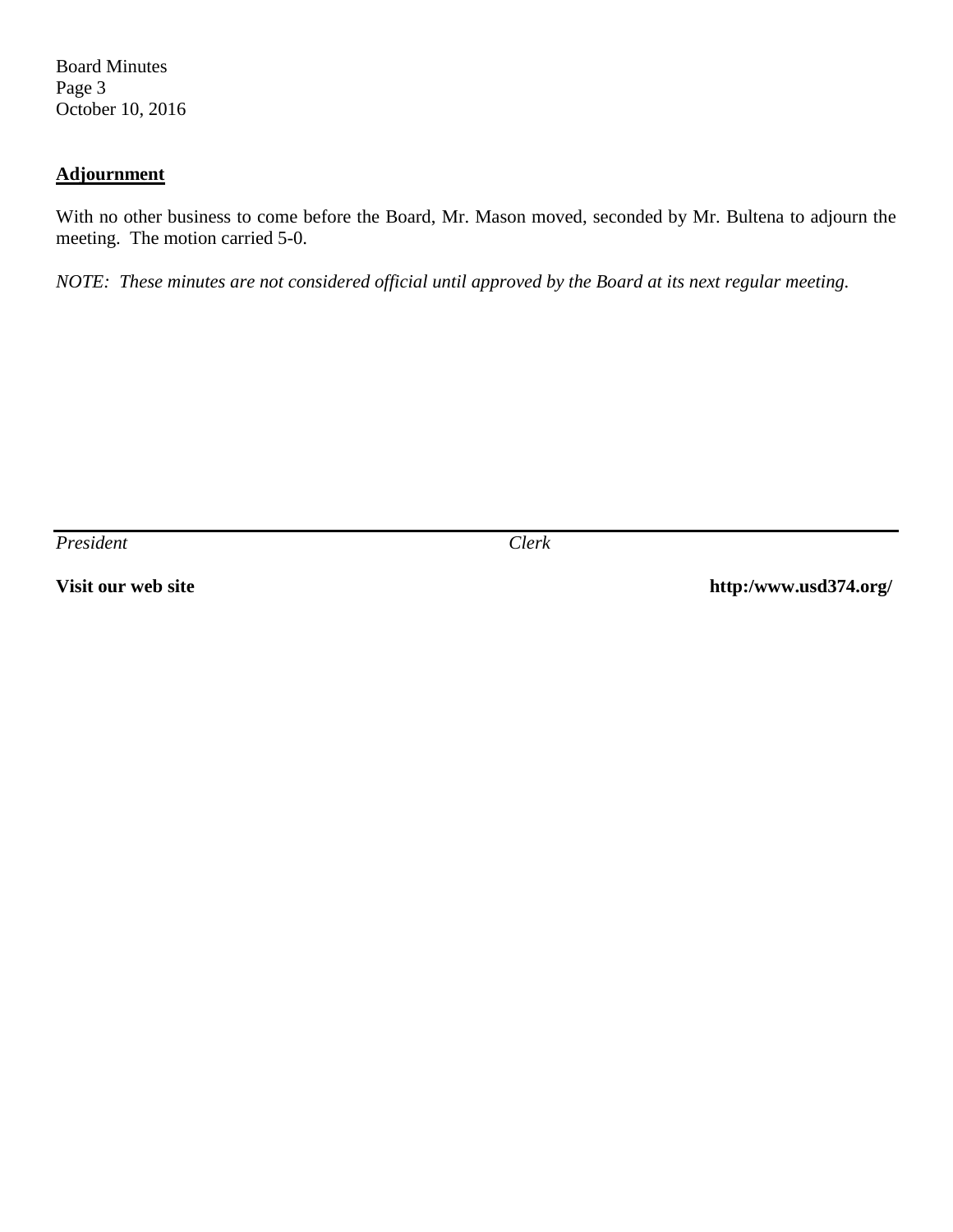## Adjournment

With no other business to come before the Board, Mr. Mason moved, seconded by Mr. Bultena to adjourn the meeting. The motion carried 5-0.

*NOTE: These minutes are not considered official until approved by the Board at its next regular meeting.*

| | |
|---|---|
| *President* | *Clerk* |

**Visit our web site** **http:/www.usd374.org/**